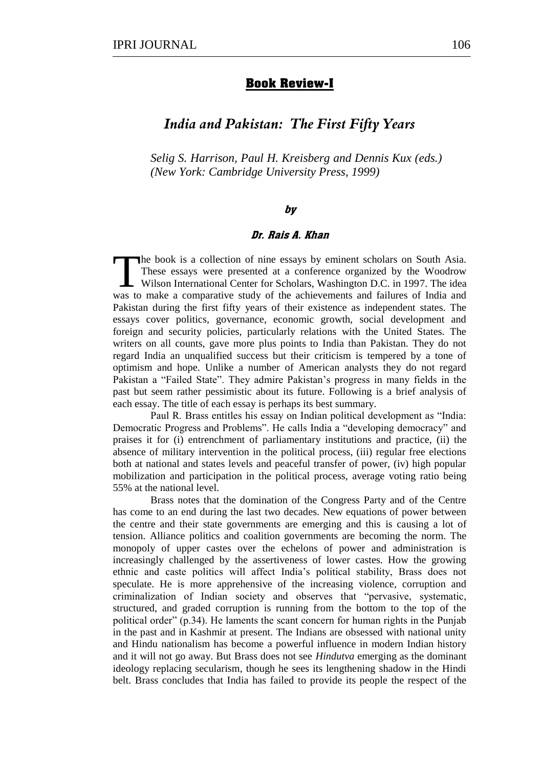## Book Review-I

# *India and Pakistan: The First Fifty Years*

*Selig S. Harrison, Paul H. Kreisberg and Dennis Kux (eds.)*
*(New York: Cambridge University Press, 1999)*

**by**

**Dr. Rais A. Khan**

The book is a collection of nine essays by eminent scholars on South Asia. These essays were presented at a conference organized by the Woodrow Wilson International Center for Scholars, Washington D.C. in 1997. The idea was to make a comparative study of the achievements and failures of India and Pakistan during the first fifty years of their existence as independent states. The essays cover politics, governance, economic growth, social development and foreign and security policies, particularly relations with the United States. The writers on all counts, gave more plus points to India than Pakistan. They do not regard India an unqualified success but their criticism is tempered by a tone of optimism and hope. Unlike a number of American analysts they do not regard Pakistan a "Failed State". They admire Pakistan's progress in many fields in the past but seem rather pessimistic about its future. Following is a brief analysis of each essay. The title of each essay is perhaps its best summary.

Paul R. Brass entitles his essay on Indian political development as "India: Democratic Progress and Problems". He calls India a "developing democracy" and praises it for (i) entrenchment of parliamentary institutions and practice, (ii) the absence of military intervention in the political process, (iii) regular free elections both at national and states levels and peaceful transfer of power, (iv) high popular mobilization and participation in the political process, average voting ratio being 55% at the national level.

Brass notes that the domination of the Congress Party and of the Centre has come to an end during the last two decades. New equations of power between the centre and their state governments are emerging and this is causing a lot of tension. Alliance politics and coalition governments are becoming the norm. The monopoly of upper castes over the echelons of power and administration is increasingly challenged by the assertiveness of lower castes. How the growing ethnic and caste politics will affect India's political stability, Brass does not speculate. He is more apprehensive of the increasing violence, corruption and criminalization of Indian society and observes that "pervasive, systematic, structured, and graded corruption is running from the bottom to the top of the political order" (p.34). He laments the scant concern for human rights in the Punjab in the past and in Kashmir at present. The Indians are obsessed with national unity and Hindu nationalism has become a powerful influence in modern Indian history and it will not go away. But Brass does not see *Hindutva* emerging as the dominant ideology replacing secularism, though he sees its lengthening shadow in the Hindi belt. Brass concludes that India has failed to provide its people the respect of the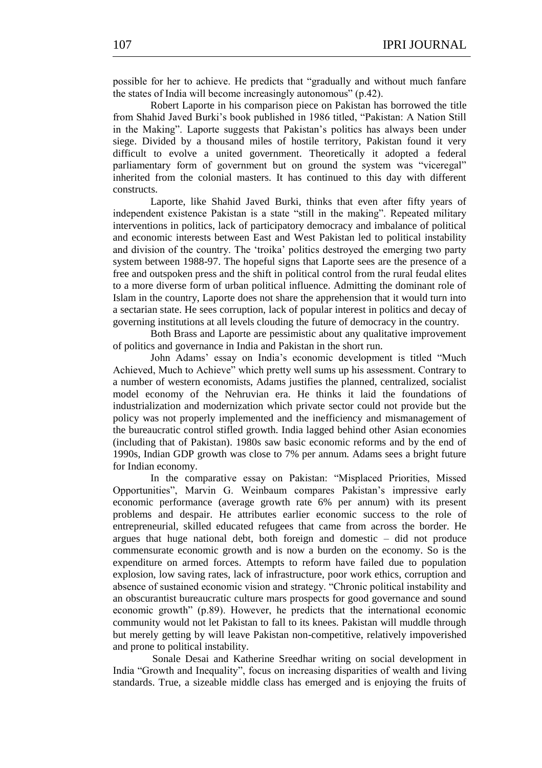possible for her to achieve. He predicts that "gradually and without much fanfare the states of India will become increasingly autonomous" (p.42).

Robert Laporte in his comparison piece on Pakistan has borrowed the title from Shahid Javed Burki's book published in 1986 titled, "Pakistan: A Nation Still in the Making". Laporte suggests that Pakistan's politics has always been under siege. Divided by a thousand miles of hostile territory, Pakistan found it very difficult to evolve a united government. Theoretically it adopted a federal parliamentary form of government but on ground the system was "viceregal" inherited from the colonial masters. It has continued to this day with different constructs.

Laporte, like Shahid Javed Burki, thinks that even after fifty years of independent existence Pakistan is a state "still in the making". Repeated military interventions in politics, lack of participatory democracy and imbalance of political and economic interests between East and West Pakistan led to political instability and division of the country. The 'troika' politics destroyed the emerging two party system between 1988-97. The hopeful signs that Laporte sees are the presence of a free and outspoken press and the shift in political control from the rural feudal elites to a more diverse form of urban political influence. Admitting the dominant role of Islam in the country, Laporte does not share the apprehension that it would turn into a sectarian state. He sees corruption, lack of popular interest in politics and decay of governing institutions at all levels clouding the future of democracy in the country.

Both Brass and Laporte are pessimistic about any qualitative improvement of politics and governance in India and Pakistan in the short run.

John Adams' essay on India's economic development is titled "Much Achieved, Much to Achieve" which pretty well sums up his assessment. Contrary to a number of western economists, Adams justifies the planned, centralized, socialist model economy of the Nehruvian era. He thinks it laid the foundations of industrialization and modernization which private sector could not provide but the policy was not properly implemented and the inefficiency and mismanagement of the bureaucratic control stifled growth. India lagged behind other Asian economies (including that of Pakistan). 1980s saw basic economic reforms and by the end of 1990s, Indian GDP growth was close to 7% per annum. Adams sees a bright future for Indian economy.

In the comparative essay on Pakistan: "Misplaced Priorities, Missed Opportunities", Marvin G. Weinbaum compares Pakistan's impressive early economic performance (average growth rate 6% per annum) with its present problems and despair. He attributes earlier economic success to the role of entrepreneurial, skilled educated refugees that came from across the border. He argues that huge national debt, both foreign and domestic – did not produce commensurate economic growth and is now a burden on the economy. So is the expenditure on armed forces. Attempts to reform have failed due to population explosion, low saving rates, lack of infrastructure, poor work ethics, corruption and absence of sustained economic vision and strategy. "Chronic political instability and an obscurantist bureaucratic culture mars prospects for good governance and sound economic growth" (p.89). However, he predicts that the international economic community would not let Pakistan to fall to its knees. Pakistan will muddle through but merely getting by will leave Pakistan non-competitive, relatively impoverished and prone to political instability.

Sonale Desai and Katherine Sreedhar writing on social development in India "Growth and Inequality", focus on increasing disparities of wealth and living standards. True, a sizeable middle class has emerged and is enjoying the fruits of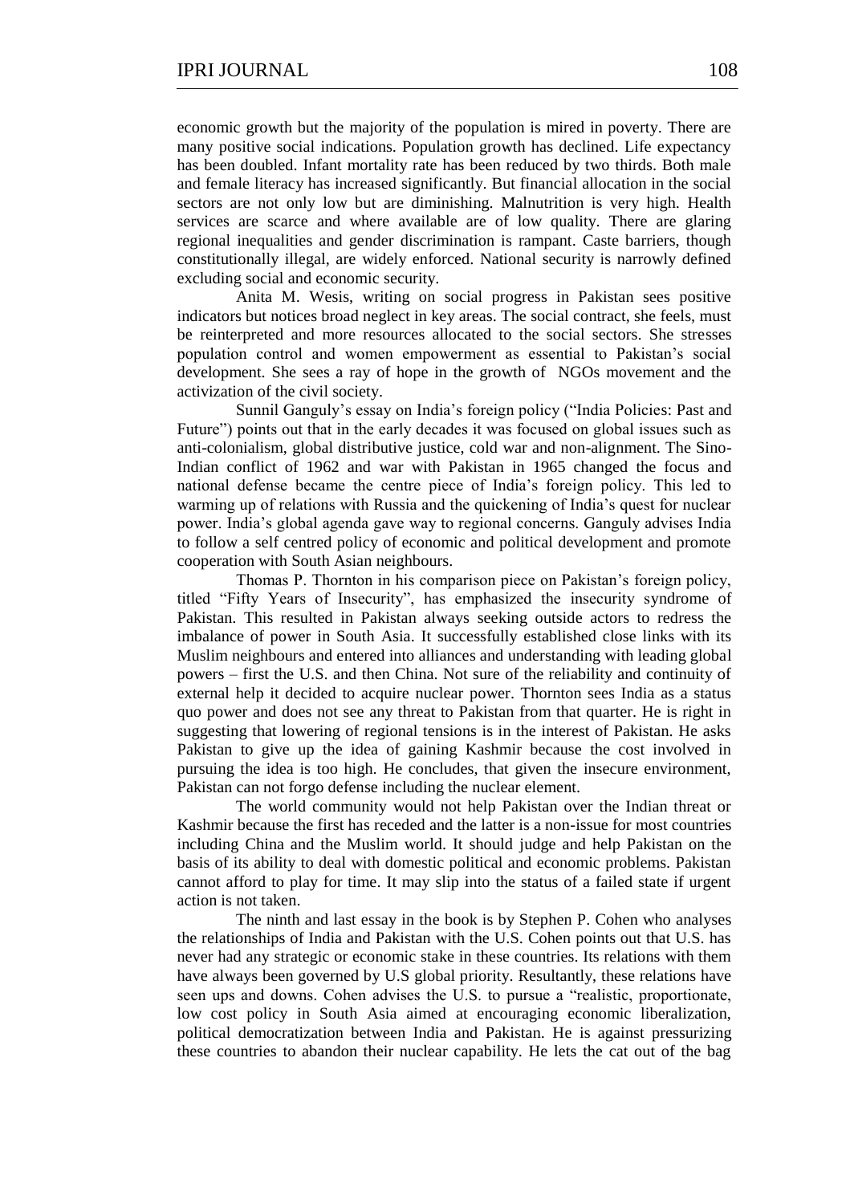economic growth but the majority of the population is mired in poverty. There are many positive social indications. Population growth has declined. Life expectancy has been doubled. Infant mortality rate has been reduced by two thirds. Both male and female literacy has increased significantly. But financial allocation in the social sectors are not only low but are diminishing. Malnutrition is very high. Health services are scarce and where available are of low quality. There are glaring regional inequalities and gender discrimination is rampant. Caste barriers, though constitutionally illegal, are widely enforced. National security is narrowly defined excluding social and economic security.

Anita M. Wesis, writing on social progress in Pakistan sees positive indicators but notices broad neglect in key areas. The social contract, she feels, must be reinterpreted and more resources allocated to the social sectors. She stresses population control and women empowerment as essential to Pakistan's social development. She sees a ray of hope in the growth of NGOs movement and the activization of the civil society.

Sunnil Ganguly's essay on India's foreign policy ("India Policies: Past and Future") points out that in the early decades it was focused on global issues such as anti-colonialism, global distributive justice, cold war and non-alignment. The Sino-Indian conflict of 1962 and war with Pakistan in 1965 changed the focus and national defense became the centre piece of India's foreign policy. This led to warming up of relations with Russia and the quickening of India's quest for nuclear power. India's global agenda gave way to regional concerns. Ganguly advises India to follow a self centred policy of economic and political development and promote cooperation with South Asian neighbours.

Thomas P. Thornton in his comparison piece on Pakistan's foreign policy, titled "Fifty Years of Insecurity", has emphasized the insecurity syndrome of Pakistan. This resulted in Pakistan always seeking outside actors to redress the imbalance of power in South Asia. It successfully established close links with its Muslim neighbours and entered into alliances and understanding with leading global powers – first the U.S. and then China. Not sure of the reliability and continuity of external help it decided to acquire nuclear power. Thornton sees India as a status quo power and does not see any threat to Pakistan from that quarter. He is right in suggesting that lowering of regional tensions is in the interest of Pakistan. He asks Pakistan to give up the idea of gaining Kashmir because the cost involved in pursuing the idea is too high. He concludes, that given the insecure environment, Pakistan can not forgo defense including the nuclear element.

The world community would not help Pakistan over the Indian threat or Kashmir because the first has receded and the latter is a non-issue for most countries including China and the Muslim world. It should judge and help Pakistan on the basis of its ability to deal with domestic political and economic problems. Pakistan cannot afford to play for time. It may slip into the status of a failed state if urgent action is not taken.

The ninth and last essay in the book is by Stephen P. Cohen who analyses the relationships of India and Pakistan with the U.S. Cohen points out that U.S. has never had any strategic or economic stake in these countries. Its relations with them have always been governed by U.S global priority. Resultantly, these relations have seen ups and downs. Cohen advises the U.S. to pursue a "realistic, proportionate, low cost policy in South Asia aimed at encouraging economic liberalization, political democratization between India and Pakistan. He is against pressurizing these countries to abandon their nuclear capability. He lets the cat out of the bag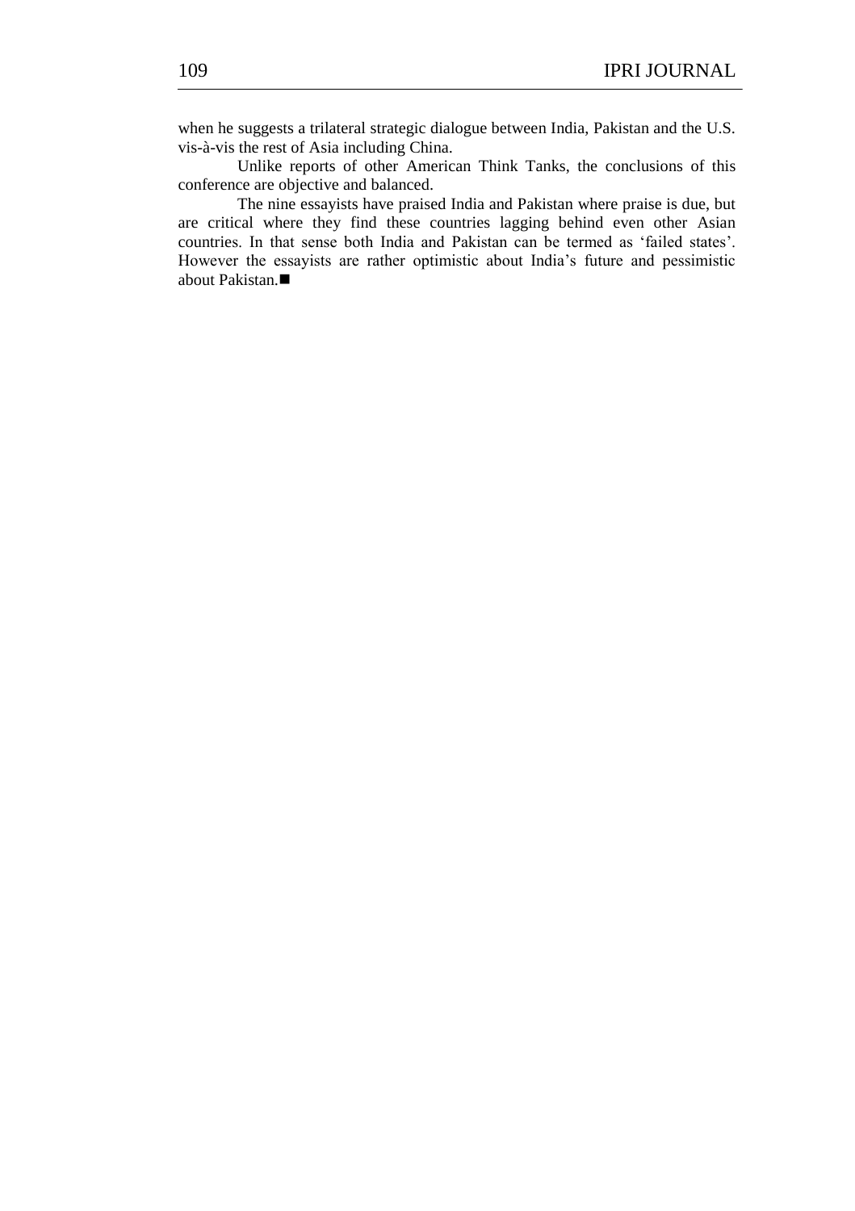when he suggests a trilateral strategic dialogue between India, Pakistan and the U.S. vis-à-vis the rest of Asia including China.

Unlike reports of other American Think Tanks, the conclusions of this conference are objective and balanced.

The nine essayists have praised India and Pakistan where praise is due, but are critical where they find these countries lagging behind even other Asian countries. In that sense both India and Pakistan can be termed as 'failed states'. However the essayists are rather optimistic about India's future and pessimistic about Pakistan.■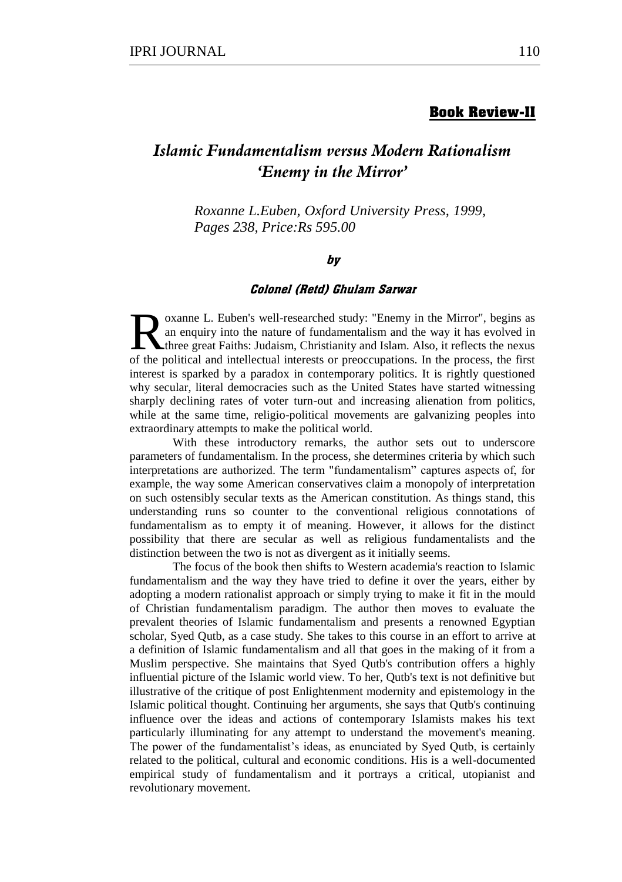## Book Review-II

# *Islamic Fundamentalism versus Modern Rationalism 'Enemy in the Mirror'*

*Roxanne L.Euben, Oxford University Press, 1999, Pages 238, Price:Rs 595.00*

***by***

***Colonel (Retd) Ghulam Sarwar***

Roxanne L. Euben's well-researched study: "Enemy in the Mirror", begins as an enquiry into the nature of fundamentalism and the way it has evolved in three great Faiths: Judaism, Christianity and Islam. Also, it reflects the nexus of the political and intellectual interests or preoccupations. In the process, the first interest is sparked by a paradox in contemporary politics. It is rightly questioned why secular, literal democracies such as the United States have started witnessing sharply declining rates of voter turn-out and increasing alienation from politics, while at the same time, religio-political movements are galvanizing peoples into extraordinary attempts to make the political world.

With these introductory remarks, the author sets out to underscore parameters of fundamentalism. In the process, she determines criteria by which such interpretations are authorized. The term "fundamentalism" captures aspects of, for example, the way some American conservatives claim a monopoly of interpretation on such ostensibly secular texts as the American constitution. As things stand, this understanding runs so counter to the conventional religious connotations of fundamentalism as to empty it of meaning. However, it allows for the distinct possibility that there are secular as well as religious fundamentalists and the distinction between the two is not as divergent as it initially seems.

The focus of the book then shifts to Western academia's reaction to Islamic fundamentalism and the way they have tried to define it over the years, either by adopting a modern rationalist approach or simply trying to make it fit in the mould of Christian fundamentalism paradigm. The author then moves to evaluate the prevalent theories of Islamic fundamentalism and presents a renowned Egyptian scholar, Syed Qutb, as a case study. She takes to this course in an effort to arrive at a definition of Islamic fundamentalism and all that goes in the making of it from a Muslim perspective. She maintains that Syed Qutb's contribution offers a highly influential picture of the Islamic world view. To her, Qutb's text is not definitive but illustrative of the critique of post Enlightenment modernity and epistemology in the Islamic political thought. Continuing her arguments, she says that Qutb's continuing influence over the ideas and actions of contemporary Islamists makes his text particularly illuminating for any attempt to understand the movement's meaning. The power of the fundamentalist's ideas, as enunciated by Syed Qutb, is certainly related to the political, cultural and economic conditions. His is a well-documented empirical study of fundamentalism and it portrays a critical, utopianist and revolutionary movement.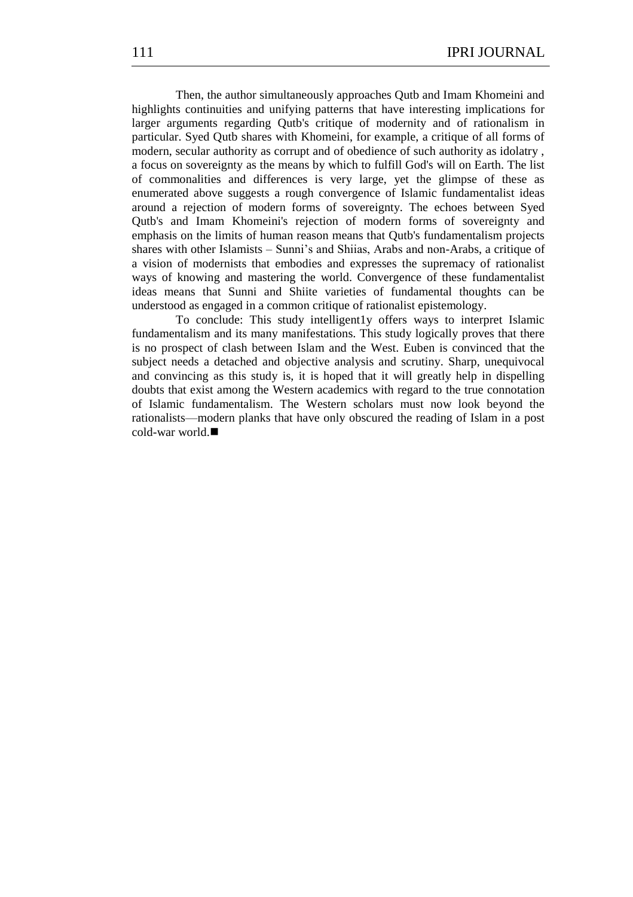Then, the author simultaneously approaches Qutb and Imam Khomeini and highlights continuities and unifying patterns that have interesting implications for larger arguments regarding Qutb's critique of modernity and of rationalism in particular. Syed Qutb shares with Khomeini, for example, a critique of all forms of modern, secular authority as corrupt and of obedience of such authority as idolatry , a focus on sovereignty as the means by which to fulfill God's will on Earth. The list of commonalities and differences is very large, yet the glimpse of these as enumerated above suggests a rough convergence of Islamic fundamentalist ideas around a rejection of modern forms of sovereignty. The echoes between Syed Qutb's and Imam Khomeini's rejection of modern forms of sovereignty and emphasis on the limits of human reason means that Qutb's fundamentalism projects shares with other Islamists – Sunni's and Shiias, Arabs and non-Arabs, a critique of a vision of modernists that embodies and expresses the supremacy of rationalist ways of knowing and mastering the world. Convergence of these fundamentalist ideas means that Sunni and Shiite varieties of fundamental thoughts can be understood as engaged in a common critique of rationalist epistemology.

To conclude: This study intelligent1y offers ways to interpret Islamic fundamentalism and its many manifestations. This study logically proves that there is no prospect of clash between Islam and the West. Euben is convinced that the subject needs a detached and objective analysis and scrutiny. Sharp, unequivocal and convincing as this study is, it is hoped that it will greatly help in dispelling doubts that exist among the Western academics with regard to the true connotation of Islamic fundamentalism. The Western scholars must now look beyond the rationalists—modern planks that have only obscured the reading of Islam in a post cold-war world.■